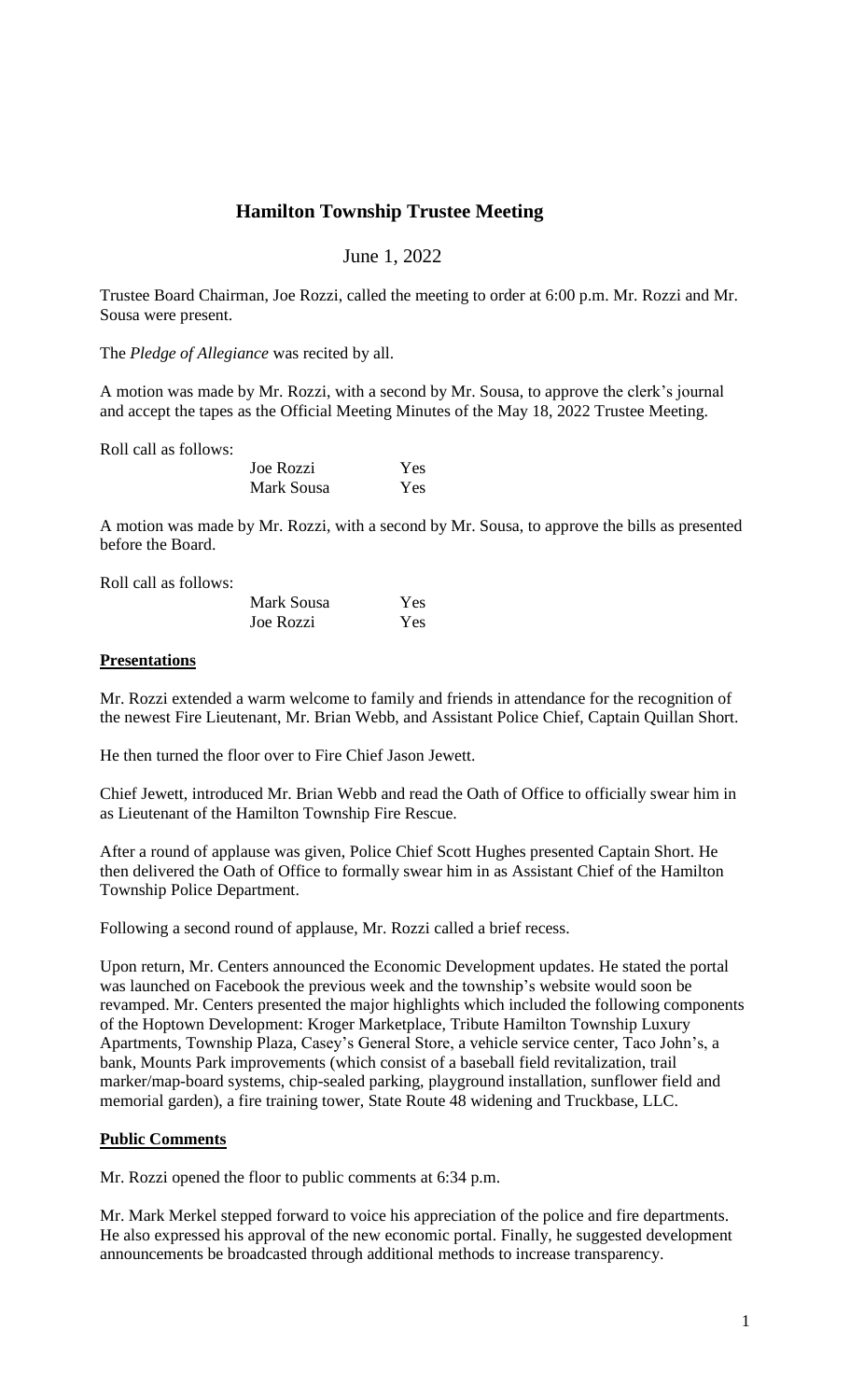# Hamilton Township Trustee Meeting

June 1, 2022

Trustee Board Chairman, Joe Rozzi, called the meeting to order at 6:00 p.m. Mr. Rozzi and Mr. Sousa were present.

The *Pledge of Allegiance* was recited by all.

A motion was made by Mr. Rozzi, with a second by Mr. Sousa, to approve the clerk's journal and accept the tapes as the Official Meeting Minutes of the May 18, 2022 Trustee Meeting.

Roll call as follows:

| | |
|---|---|
| Joe Rozzi | Yes |
| Mark Sousa | Yes |

A motion was made by Mr. Rozzi, with a second by Mr. Sousa, to approve the bills as presented before the Board.

Roll call as follows:

| | |
|---|---|
| Mark Sousa | Yes |
| Joe Rozzi | Yes |

## Presentations

Mr. Rozzi extended a warm welcome to family and friends in attendance for the recognition of the newest Fire Lieutenant, Mr. Brian Webb, and Assistant Police Chief, Captain Quillan Short.

He then turned the floor over to Fire Chief Jason Jewett.

Chief Jewett, introduced Mr. Brian Webb and read the Oath of Office to officially swear him in as Lieutenant of the Hamilton Township Fire Rescue.

After a round of applause was given, Police Chief Scott Hughes presented Captain Short. He then delivered the Oath of Office to formally swear him in as Assistant Chief of the Hamilton Township Police Department.

Following a second round of applause, Mr. Rozzi called a brief recess.

Upon return, Mr. Centers announced the Economic Development updates. He stated the portal was launched on Facebook the previous week and the township's website would soon be revamped. Mr. Centers presented the major highlights which included the following components of the Hoptown Development: Kroger Marketplace, Tribute Hamilton Township Luxury Apartments, Township Plaza, Casey's General Store, a vehicle service center, Taco John's, a bank, Mounts Park improvements (which consist of a baseball field revitalization, trail marker/map-board systems, chip-sealed parking, playground installation, sunflower field and memorial garden), a fire training tower, State Route 48 widening and Truckbase, LLC.

## Public Comments

Mr. Rozzi opened the floor to public comments at 6:34 p.m.

Mr. Mark Merkel stepped forward to voice his appreciation of the police and fire departments. He also expressed his approval of the new economic portal. Finally, he suggested development announcements be broadcasted through additional methods to increase transparency.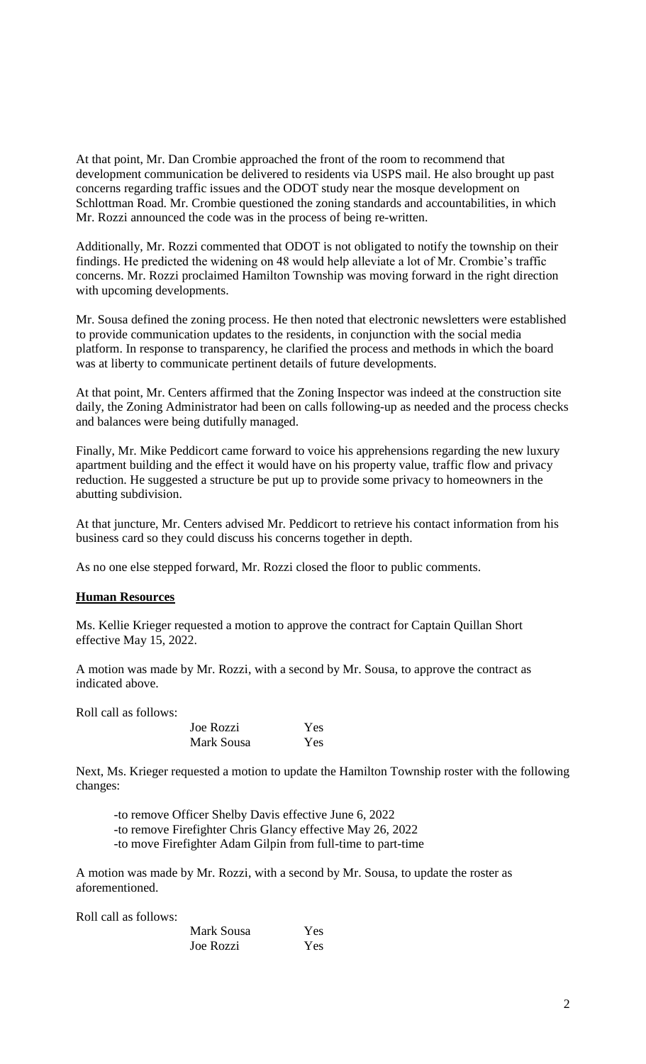At that point, Mr. Dan Crombie approached the front of the room to recommend that development communication be delivered to residents via USPS mail. He also brought up past concerns regarding traffic issues and the ODOT study near the mosque development on Schlottman Road. Mr. Crombie questioned the zoning standards and accountabilities, in which Mr. Rozzi announced the code was in the process of being re-written.

Additionally, Mr. Rozzi commented that ODOT is not obligated to notify the township on their findings. He predicted the widening on 48 would help alleviate a lot of Mr. Crombie's traffic concerns. Mr. Rozzi proclaimed Hamilton Township was moving forward in the right direction with upcoming developments.

Mr. Sousa defined the zoning process. He then noted that electronic newsletters were established to provide communication updates to the residents, in conjunction with the social media platform. In response to transparency, he clarified the process and methods in which the board was at liberty to communicate pertinent details of future developments.

At that point, Mr. Centers affirmed that the Zoning Inspector was indeed at the construction site daily, the Zoning Administrator had been on calls following-up as needed and the process checks and balances were being dutifully managed.

Finally, Mr. Mike Peddicort came forward to voice his apprehensions regarding the new luxury apartment building and the effect it would have on his property value, traffic flow and privacy reduction. He suggested a structure be put up to provide some privacy to homeowners in the abutting subdivision.

At that juncture, Mr. Centers advised Mr. Peddicort to retrieve his contact information from his business card so they could discuss his concerns together in depth.

As no one else stepped forward, Mr. Rozzi closed the floor to public comments.

**Human Resources**

Ms. Kellie Krieger requested a motion to approve the contract for Captain Quillan Short effective May 15, 2022.

A motion was made by Mr. Rozzi, with a second by Mr. Sousa, to approve the contract as indicated above.

Roll call as follows:

| | |
|---|---|
| Joe Rozzi | Yes |
| Mark Sousa | Yes |

Next, Ms. Krieger requested a motion to update the Hamilton Township roster with the following changes:

- -to remove Officer Shelby Davis effective June 6, 2022
- -to remove Firefighter Chris Glancy effective May 26, 2022
- -to move Firefighter Adam Gilpin from full-time to part-time

A motion was made by Mr. Rozzi, with a second by Mr. Sousa, to update the roster as aforementioned.

Roll call as follows:

| | |
|---|---|
| Mark Sousa | Yes |
| Joe Rozzi | Yes |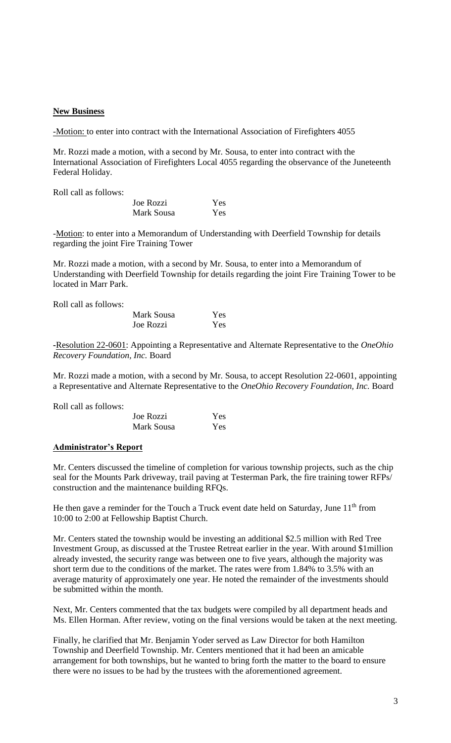**New Business**

-Motion: to enter into contract with the International Association of Firefighters 4055

Mr. Rozzi made a motion, with a second by Mr. Sousa, to enter into contract with the International Association of Firefighters Local 4055 regarding the observance of the Juneteenth Federal Holiday.

Roll call as follows:

| | |
|---|---|
| Joe Rozzi | Yes |
| Mark Sousa | Yes |

-Motion: to enter into a Memorandum of Understanding with Deerfield Township for details regarding the joint Fire Training Tower

Mr. Rozzi made a motion, with a second by Mr. Sousa, to enter into a Memorandum of Understanding with Deerfield Township for details regarding the joint Fire Training Tower to be located in Marr Park.

Roll call as follows:

| | |
|---|---|
| Mark Sousa | Yes |
| Joe Rozzi | Yes |

-Resolution 22-0601: Appointing a Representative and Alternate Representative to the *OneOhio Recovery Foundation, Inc.* Board

Mr. Rozzi made a motion, with a second by Mr. Sousa, to accept Resolution 22-0601, appointing a Representative and Alternate Representative to the *OneOhio Recovery Foundation, Inc.* Board

Roll call as follows:

| | |
|---|---|
| Joe Rozzi | Yes |
| Mark Sousa | Yes |

**Administrator's Report**

Mr. Centers discussed the timeline of completion for various township projects, such as the chip seal for the Mounts Park driveway, trail paving at Testerman Park, the fire training tower RFPs/ construction and the maintenance building RFQs.

He then gave a reminder for the Touch a Truck event date held on Saturday, June 11th from 10:00 to 2:00 at Fellowship Baptist Church.

Mr. Centers stated the township would be investing an additional $2.5 million with Red Tree Investment Group, as discussed at the Trustee Retreat earlier in the year. With around $1million already invested, the security range was between one to five years, although the majority was short term due to the conditions of the market. The rates were from 1.84% to 3.5% with an average maturity of approximately one year. He noted the remainder of the investments should be submitted within the month.

Next, Mr. Centers commented that the tax budgets were compiled by all department heads and Ms. Ellen Horman. After review, voting on the final versions would be taken at the next meeting.

Finally, he clarified that Mr. Benjamin Yoder served as Law Director for both Hamilton Township and Deerfield Township. Mr. Centers mentioned that it had been an amicable arrangement for both townships, but he wanted to bring forth the matter to the board to ensure there were no issues to be had by the trustees with the aforementioned agreement.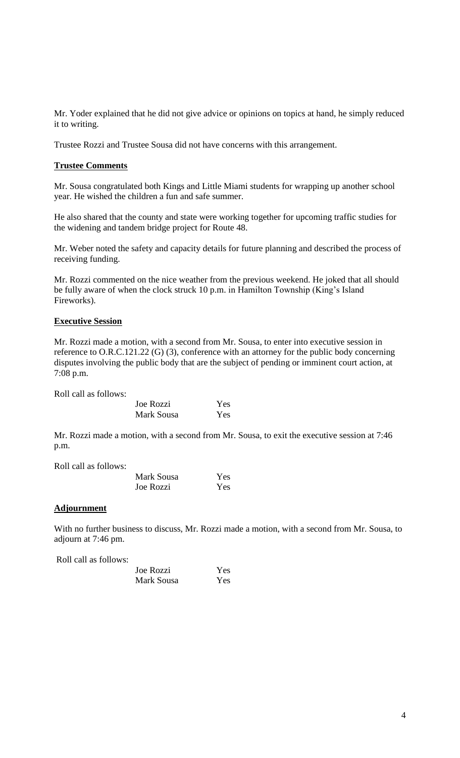Mr. Yoder explained that he did not give advice or opinions on topics at hand, he simply reduced it to writing.

Trustee Rozzi and Trustee Sousa did not have concerns with this arrangement.

## Trustee Comments

Mr. Sousa congratulated both Kings and Little Miami students for wrapping up another school year. He wished the children a fun and safe summer.

He also shared that the county and state were working together for upcoming traffic studies for the widening and tandem bridge project for Route 48.

Mr. Weber noted the safety and capacity details for future planning and described the process of receiving funding.

Mr. Rozzi commented on the nice weather from the previous weekend. He joked that all should be fully aware of when the clock struck 10 p.m. in Hamilton Township (King's Island Fireworks).

## Executive Session

Mr. Rozzi made a motion, with a second from Mr. Sousa, to enter into executive session in reference to O.R.C.121.22 (G) (3), conference with an attorney for the public body concerning disputes involving the public body that are the subject of pending or imminent court action, at 7:08 p.m.

Roll call as follows:

| | |
|---|---|
| Joe Rozzi | Yes |
| Mark Sousa | Yes |

Mr. Rozzi made a motion, with a second from Mr. Sousa, to exit the executive session at 7:46 p.m.

Roll call as follows:

| | |
|---|---|
| Mark Sousa | Yes |
| Joe Rozzi | Yes |

## Adjournment

With no further business to discuss, Mr. Rozzi made a motion, with a second from Mr. Sousa, to adjourn at 7:46 pm.

Roll call as follows:

| | |
|---|---|
| Joe Rozzi | Yes |
| Mark Sousa | Yes |